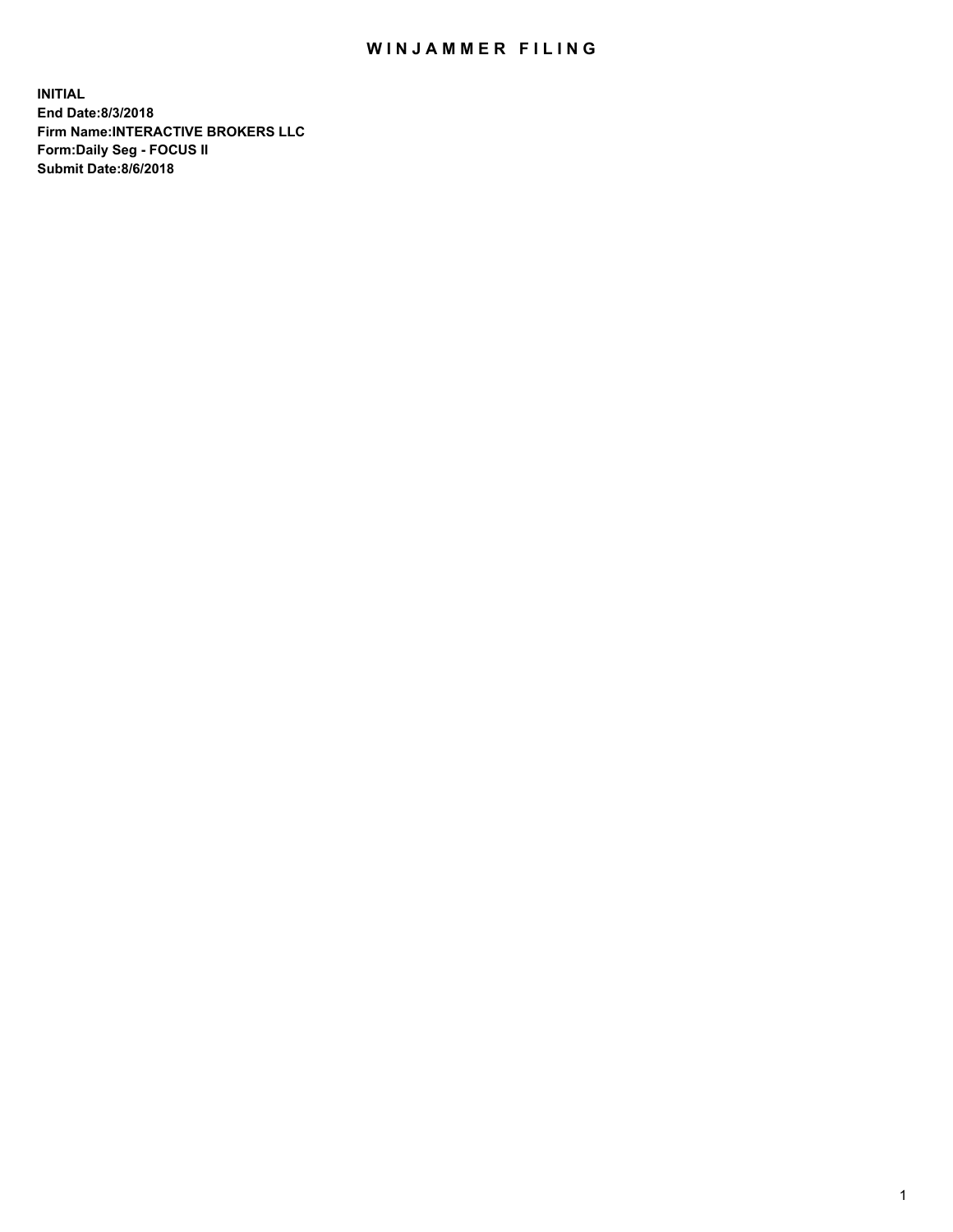# WINJAMMER FILING

**INITIAL**
**End Date:8/3/2018**
**Firm Name:INTERACTIVE BROKERS LLC**
**Form:Daily Seg - FOCUS II**
**Submit Date:8/6/2018**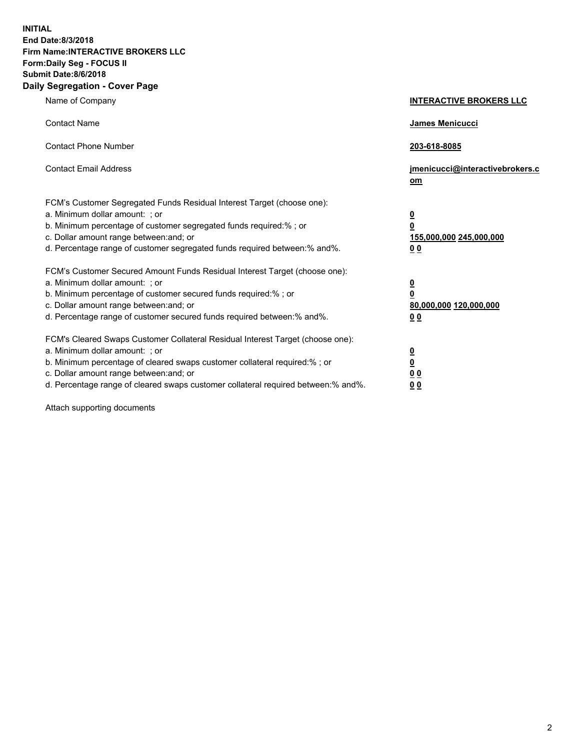**INITIAL**
**End Date:8/3/2018**
**Firm Name:INTERACTIVE BROKERS LLC**
**Form:Daily Seg - FOCUS II**
**Submit Date:8/6/2018**
**Daily Segregation - Cover Page**

| | |
|---|---|
| Name of Company | **INTERACTIVE BROKERS LLC** |
| Contact Name | **James Menicucci** |
| Contact Phone Number | **203-618-8085** |
| Contact Email Address | **jmenicucci@interactivebrokers.com** |

FCM's Customer Segregated Funds Residual Interest Target (choose one):

| | |
|---|---|
| a. Minimum dollar amount: ; or | **0** |
| b. Minimum percentage of customer segregated funds required:% ; or | **0** |
| c. Dollar amount range between:and; or | **155,000,000 245,000,000** |
| d. Percentage range of customer segregated funds required between:% and%. | **0 0** |

FCM's Customer Secured Amount Funds Residual Interest Target (choose one):

| | |
|---|---|
| a. Minimum dollar amount: ; or | **0** |
| b. Minimum percentage of customer secured funds required:% ; or | **0** |
| c. Dollar amount range between:and; or | **80,000,000 120,000,000** |
| d. Percentage range of customer secured funds required between:% and%. | **0 0** |

FCM's Cleared Swaps Customer Collateral Residual Interest Target (choose one):

| | |
|---|---|
| a. Minimum dollar amount: ; or | **0** |
| b. Minimum percentage of cleared swaps customer collateral required:% ; or | **0** |
| c. Dollar amount range between:and; or | **0 0** |
| d. Percentage range of cleared swaps customer collateral required between:% and%. | **0 0** |

Attach supporting documents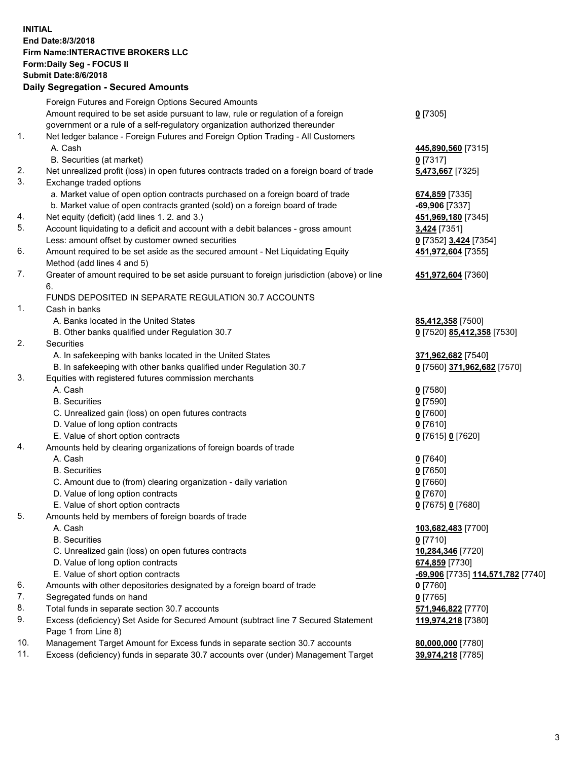**INITIAL**
**End Date:8/3/2018**
**Firm Name:INTERACTIVE BROKERS LLC**
**Form:Daily Seg - FOCUS II**
**Submit Date:8/6/2018**

## Daily Segregation - Secured Amounts

| | | |
|---|---|---|
| | Foreign Futures and Foreign Options Secured Amounts | |
| | Amount required to be set aside pursuant to law, rule or regulation of a foreign government or a rule of a self-regulatory organization authorized thereunder | **0** [7305] |
| 1. | Net ledger balance - Foreign Futures and Foreign Option Trading - All Customers | |
| | A. Cash | **445,890,560** [7315] |
| | B. Securities (at market) | **0** [7317] |
| 2. | Net unrealized profit (loss) in open futures contracts traded on a foreign board of trade | **5,473,667** [7325] |
| 3. | Exchange traded options | |
| | a. Market value of open option contracts purchased on a foreign board of trade | **674,859** [7335] |
| | b. Market value of open contracts granted (sold) on a foreign board of trade | **-69,906** [7337] |
| 4. | Net equity (deficit) (add lines 1. 2. and 3.) | **451,969,180** [7345] |
| 5. | Account liquidating to a deficit and account with a debit balances - gross amount | **3,424** [7351] |
| | Less: amount offset by customer owned securities | **0** [7352] **3,424** [7354] |
| 6. | Amount required to be set aside as the secured amount - Net Liquidating Equity Method (add lines 4 and 5) | **451,972,604** [7355] |
| 7. | Greater of amount required to be set aside pursuant to foreign jurisdiction (above) or line 6. | **451,972,604** [7360] |
| | FUNDS DEPOSITED IN SEPARATE REGULATION 30.7 ACCOUNTS | |
| 1. | Cash in banks | |
| | A. Banks located in the United States | **85,412,358** [7500] |
| | B. Other banks qualified under Regulation 30.7 | **0** [7520] **85,412,358** [7530] |
| 2. | Securities | |
| | A. In safekeeping with banks located in the United States | **371,962,682** [7540] |
| | B. In safekeeping with other banks qualified under Regulation 30.7 | **0** [7560] **371,962,682** [7570] |
| 3. | Equities with registered futures commission merchants | |
| | A. Cash | **0** [7580] |
| | B. Securities | **0** [7590] |
| | C. Unrealized gain (loss) on open futures contracts | **0** [7600] |
| | D. Value of long option contracts | **0** [7610] |
| | E. Value of short option contracts | **0** [7615] **0** [7620] |
| 4. | Amounts held by clearing organizations of foreign boards of trade | |
| | A. Cash | **0** [7640] |
| | B. Securities | **0** [7650] |
| | C. Amount due to (from) clearing organization - daily variation | **0** [7660] |
| | D. Value of long option contracts | **0** [7670] |
| | E. Value of short option contracts | **0** [7675] **0** [7680] |
| 5. | Amounts held by members of foreign boards of trade | |
| | A. Cash | **103,682,483** [7700] |
| | B. Securities | **0** [7710] |
| | C. Unrealized gain (loss) on open futures contracts | **10,284,346** [7720] |
| | D. Value of long option contracts | **674,859** [7730] |
| | E. Value of short option contracts | **-69,906** [7735] **114,571,782** [7740] |
| 6. | Amounts with other depositories designated by a foreign board of trade | **0** [7760] |
| 7. | Segregated funds on hand | **0** [7765] |
| 8. | Total funds in separate section 30.7 accounts | **571,946,822** [7770] |
| 9. | Excess (deficiency) Set Aside for Secured Amount (subtract line 7 Secured Statement Page 1 from Line 8) | **119,974,218** [7380] |
| 10. | Management Target Amount for Excess funds in separate section 30.7 accounts | **80,000,000** [7780] |
| 11. | Excess (deficiency) funds in separate 30.7 accounts over (under) Management Target | **39,974,218** [7785] |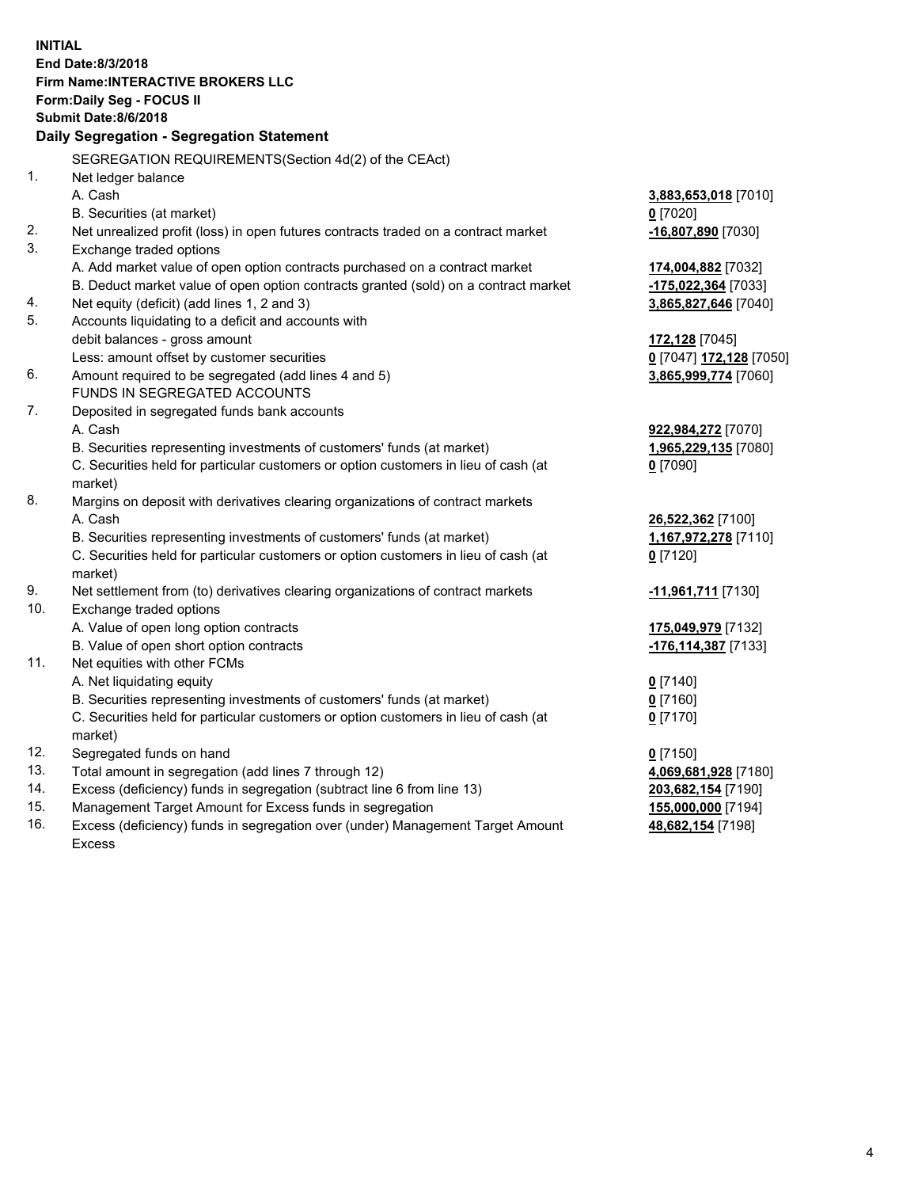**INITIAL**
**End Date:8/3/2018**
**Firm Name:INTERACTIVE BROKERS LLC**
**Form:Daily Seg - FOCUS II**
**Submit Date:8/6/2018**

**Daily Segregation - Segregation Statement**

| | | |
|---|---|---|
| | SEGREGATION REQUIREMENTS(Section 4d(2) of the CEAct) | |
| 1. | Net ledger balance | |
| | A. Cash | **3,883,653,018** [7010] |
| | B. Securities (at market) | **0** [7020] |
| 2. | Net unrealized profit (loss) in open futures contracts traded on a contract market | **-16,807,890** [7030] |
| 3. | Exchange traded options | |
| | A. Add market value of open option contracts purchased on a contract market | **174,004,882** [7032] |
| | B. Deduct market value of open option contracts granted (sold) on a contract market | **-175,022,364** [7033] |
| 4. | Net equity (deficit) (add lines 1, 2 and 3) | **3,865,827,646** [7040] |
| 5. | Accounts liquidating to a deficit and accounts with | |
| | debit balances - gross amount | **172,128** [7045] |
| | Less: amount offset by customer securities | **0** [7047] **172,128** [7050] |
| 6. | Amount required to be segregated (add lines 4 and 5) | **3,865,999,774** [7060] |
| | FUNDS IN SEGREGATED ACCOUNTS | |
| 7. | Deposited in segregated funds bank accounts | |
| | A. Cash | **922,984,272** [7070] |
| | B. Securities representing investments of customers' funds (at market) | **1,965,229,135** [7080] |
| | C. Securities held for particular customers or option customers in lieu of cash (at market) | **0** [7090] |
| 8. | Margins on deposit with derivatives clearing organizations of contract markets | |
| | A. Cash | **26,522,362** [7100] |
| | B. Securities representing investments of customers' funds (at market) | **1,167,972,278** [7110] |
| | C. Securities held for particular customers or option customers in lieu of cash (at market) | **0** [7120] |
| 9. | Net settlement from (to) derivatives clearing organizations of contract markets | **-11,961,711** [7130] |
| 10. | Exchange traded options | |
| | A. Value of open long option contracts | **175,049,979** [7132] |
| | B. Value of open short option contracts | **-176,114,387** [7133] |
| 11. | Net equities with other FCMs | |
| | A. Net liquidating equity | **0** [7140] |
| | B. Securities representing investments of customers' funds (at market) | **0** [7160] |
| | C. Securities held for particular customers or option customers in lieu of cash (at market) | **0** [7170] |
| 12. | Segregated funds on hand | **0** [7150] |
| 13. | Total amount in segregation (add lines 7 through 12) | **4,069,681,928** [7180] |
| 14. | Excess (deficiency) funds in segregation (subtract line 6 from line 13) | **203,682,154** [7190] |
| 15. | Management Target Amount for Excess funds in segregation | **155,000,000** [7194] |
| 16. | Excess (deficiency) funds in segregation over (under) Management Target Amount Excess | **48,682,154** [7198] |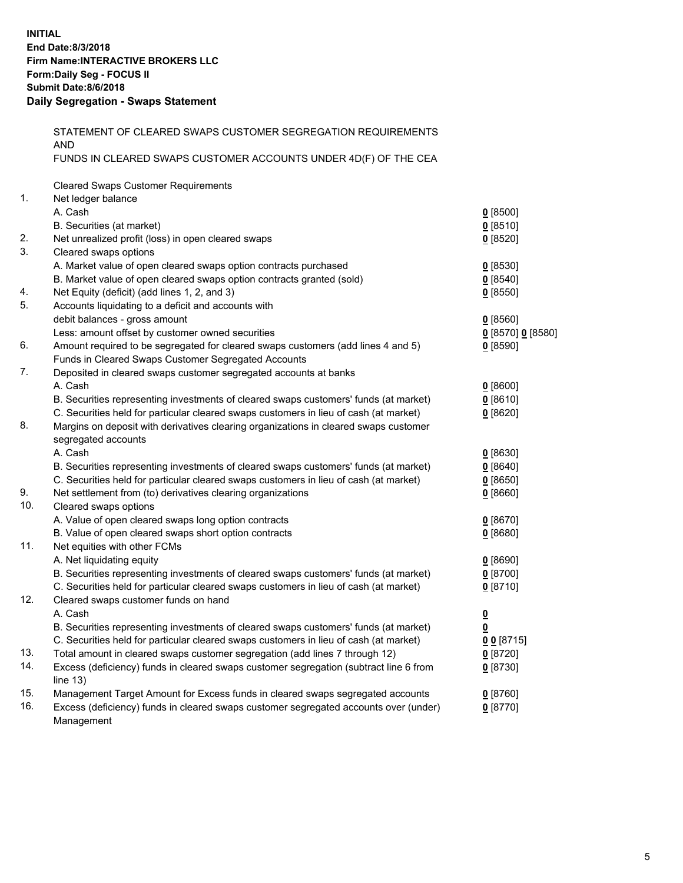**INITIAL**
**End Date:8/3/2018**
**Firm Name:INTERACTIVE BROKERS LLC**
**Form:Daily Seg - FOCUS II**
**Submit Date:8/6/2018**
**Daily Segregation - Swaps Statement**

STATEMENT OF CLEARED SWAPS CUSTOMER SEGREGATION REQUIREMENTS AND FUNDS IN CLEARED SWAPS CUSTOMER ACCOUNTS UNDER 4D(F) OF THE CEA

| | | |
|---|---|---|
| | Cleared Swaps Customer Requirements | |
| 1. | Net ledger balance | |
| | A. Cash | 0 [8500] |
| | B. Securities (at market) | 0 [8510] |
| 2. | Net unrealized profit (loss) in open cleared swaps | 0 [8520] |
| 3. | Cleared swaps options | |
| | A. Market value of open cleared swaps option contracts purchased | 0 [8530] |
| | B. Market value of open cleared swaps option contracts granted (sold) | 0 [8540] |
| 4. | Net Equity (deficit) (add lines 1, 2, and 3) | 0 [8550] |
| 5. | Accounts liquidating to a deficit and accounts with | |
| | debit balances - gross amount | 0 [8560] |
| | Less: amount offset by customer owned securities | 0 [8570] 0 [8580] |
| 6. | Amount required to be segregated for cleared swaps customers (add lines 4 and 5) | 0 [8590] |
| | Funds in Cleared Swaps Customer Segregated Accounts | |
| 7. | Deposited in cleared swaps customer segregated accounts at banks | |
| | A. Cash | 0 [8600] |
| | B. Securities representing investments of cleared swaps customers' funds (at market) | 0 [8610] |
| | C. Securities held for particular cleared swaps customers in lieu of cash (at market) | 0 [8620] |
| 8. | Margins on deposit with derivatives clearing organizations in cleared swaps customer segregated accounts | |
| | A. Cash | 0 [8630] |
| | B. Securities representing investments of cleared swaps customers' funds (at market) | 0 [8640] |
| | C. Securities held for particular cleared swaps customers in lieu of cash (at market) | 0 [8650] |
| 9. | Net settlement from (to) derivatives clearing organizations | 0 [8660] |
| 10. | Cleared swaps options | |
| | A. Value of open cleared swaps long option contracts | 0 [8670] |
| | B. Value of open cleared swaps short option contracts | 0 [8680] |
| 11. | Net equities with other FCMs | |
| | A. Net liquidating equity | 0 [8690] |
| | B. Securities representing investments of cleared swaps customers' funds (at market) | 0 [8700] |
| | C. Securities held for particular cleared swaps customers in lieu of cash (at market) | 0 [8710] |
| 12. | Cleared swaps customer funds on hand | |
| | A. Cash | 0 |
| | B. Securities representing investments of cleared swaps customers' funds (at market) | 0 |
| | C. Securities held for particular cleared swaps customers in lieu of cash (at market) | 0 0 [8715] |
| 13. | Total amount in cleared swaps customer segregation (add lines 7 through 12) | 0 [8720] |
| 14. | Excess (deficiency) funds in cleared swaps customer segregation (subtract line 6 from line 13) | 0 [8730] |
| 15. | Management Target Amount for Excess funds in cleared swaps segregated accounts | 0 [8760] |
| 16. | Excess (deficiency) funds in cleared swaps customer segregated accounts over (under) Management | 0 [8770] |